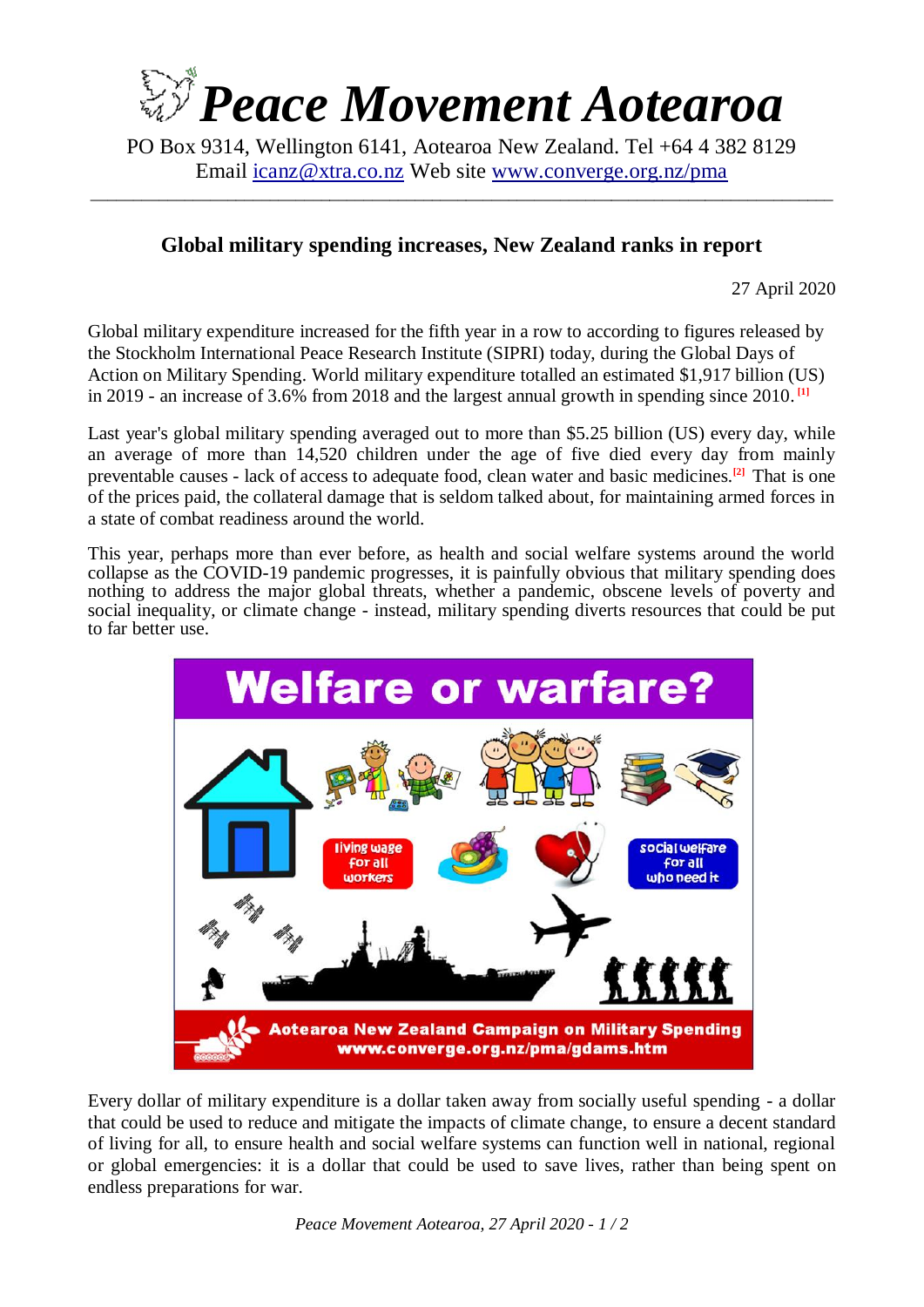# *Peace Movement Aotearoa*

PO Box 9314, Wellington 6141, Aotearoa New Zealand. Tel +64 4 382 8129
Email icanz@xtra.co.nz Web site www.converge.org.nz/pma

---

## Global military spending increases, New Zealand ranks in report

27 April 2020

Global military expenditure increased for the fifth year in a row to according to figures released by the Stockholm International Peace Research Institute (SIPRI) today, during the Global Days of Action on Military Spending. World military expenditure totalled an estimated $1,917 billion (US) in 2019 - an increase of 3.6% from 2018 and the largest annual growth in spending since 2010.[1]

Last year's global military spending averaged out to more than $5.25 billion (US) every day, while an average of more than 14,520 children under the age of five died every day from mainly preventable causes - lack of access to adequate food, clean water and basic medicines.[2] That is one of the prices paid, the collateral damage that is seldom talked about, for maintaining armed forces in a state of combat readiness around the world.

This year, perhaps more than ever before, as health and social welfare systems around the world collapse as the COVID-19 pandemic progresses, it is painfully obvious that military spending does nothing to address the major global threats, whether a pandemic, obscene levels of poverty and social inequality, or climate change - instead, military spending diverts resources that could be put to far better use.

Every dollar of military expenditure is a dollar taken away from socially useful spending - a dollar that could be used to reduce and mitigate the impacts of climate change, to ensure a decent standard of living for all, to ensure health and social welfare systems can function well in national, regional or global emergencies: it is a dollar that could be used to save lives, rather than being spent on endless preparations for war.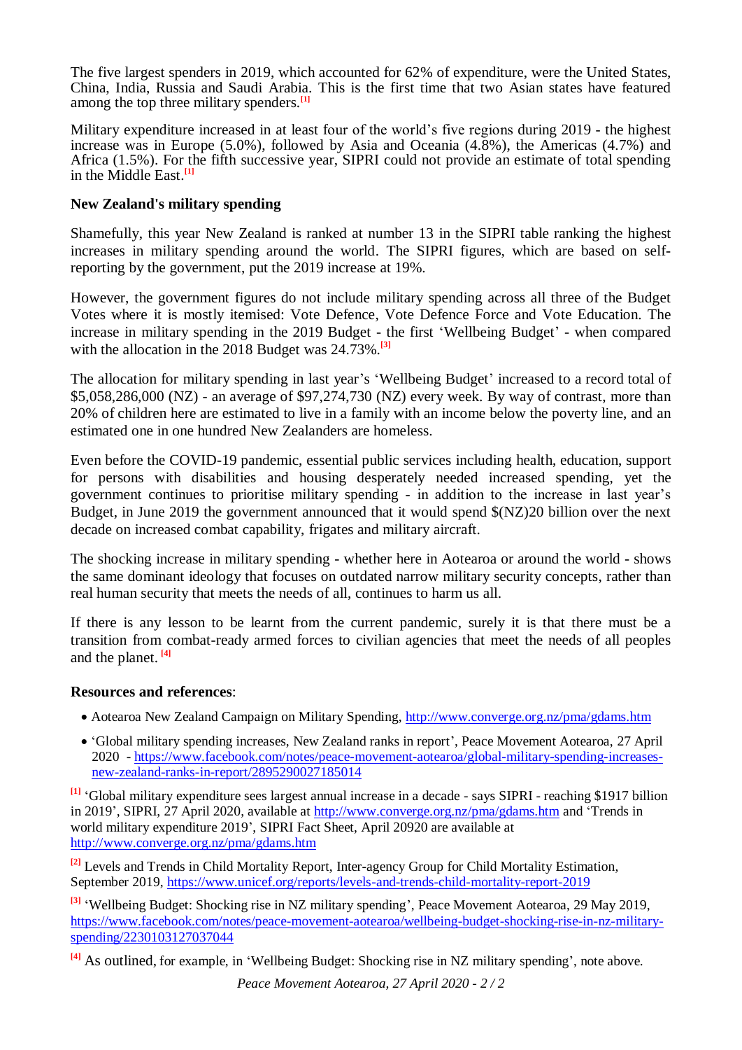The five largest spenders in 2019, which accounted for 62% of expenditure, were the United States, China, India, Russia and Saudi Arabia. This is the first time that two Asian states have featured among the top three military spenders.[1]

Military expenditure increased in at least four of the world's five regions during 2019 - the highest increase was in Europe (5.0%), followed by Asia and Oceania (4.8%), the Americas (4.7%) and Africa (1.5%). For the fifth successive year, SIPRI could not provide an estimate of total spending in the Middle East.[1]

**New Zealand's military spending**

Shamefully, this year New Zealand is ranked at number 13 in the SIPRI table ranking the highest increases in military spending around the world. The SIPRI figures, which are based on self-reporting by the government, put the 2019 increase at 19%.

However, the government figures do not include military spending across all three of the Budget Votes where it is mostly itemised: Vote Defence, Vote Defence Force and Vote Education. The increase in military spending in the 2019 Budget - the first 'Wellbeing Budget' - when compared with the allocation in the 2018 Budget was 24.73%.[3]

The allocation for military spending in last year's 'Wellbeing Budget' increased to a record total of $5,058,286,000 (NZ) - an average of $97,274,730 (NZ) every week. By way of contrast, more than 20% of children here are estimated to live in a family with an income below the poverty line, and an estimated one in one hundred New Zealanders are homeless.

Even before the COVID-19 pandemic, essential public services including health, education, support for persons with disabilities and housing desperately needed increased spending, yet the government continues to prioritise military spending - in addition to the increase in last year's Budget, in June 2019 the government announced that it would spend $(NZ)20 billion over the next decade on increased combat capability, frigates and military aircraft.

The shocking increase in military spending - whether here in Aotearoa or around the world - shows the same dominant ideology that focuses on outdated narrow military security concepts, rather than real human security that meets the needs of all, continues to harm us all.

If there is any lesson to be learnt from the current pandemic, surely it is that there must be a transition from combat-ready armed forces to civilian agencies that meet the needs of all peoples and the planet. [4]

**Resources and references**:

- Aotearoa New Zealand Campaign on Military Spending, http://www.converge.org.nz/pma/gdams.htm
- 'Global military spending increases, New Zealand ranks in report', Peace Movement Aotearoa, 27 April 2020 - https://www.facebook.com/notes/peace-movement-aotearoa/global-military-spending-increases-new-zealand-ranks-in-report/2895290027185014

[1] 'Global military expenditure sees largest annual increase in a decade - says SIPRI - reaching $1917 billion in 2019', SIPRI, 27 April 2020, available at http://www.converge.org.nz/pma/gdams.htm and 'Trends in world military expenditure 2019', SIPRI Fact Sheet, April 20920 are available at http://www.converge.org.nz/pma/gdams.htm

[2] Levels and Trends in Child Mortality Report, Inter-agency Group for Child Mortality Estimation, September 2019, https://www.unicef.org/reports/levels-and-trends-child-mortality-report-2019

[3] 'Wellbeing Budget: Shocking rise in NZ military spending', Peace Movement Aotearoa, 29 May 2019, https://www.facebook.com/notes/peace-movement-aotearoa/wellbeing-budget-shocking-rise-in-nz-military-spending/2230103127037044

[4] As outlined, for example, in 'Wellbeing Budget: Shocking rise in NZ military spending', note above.